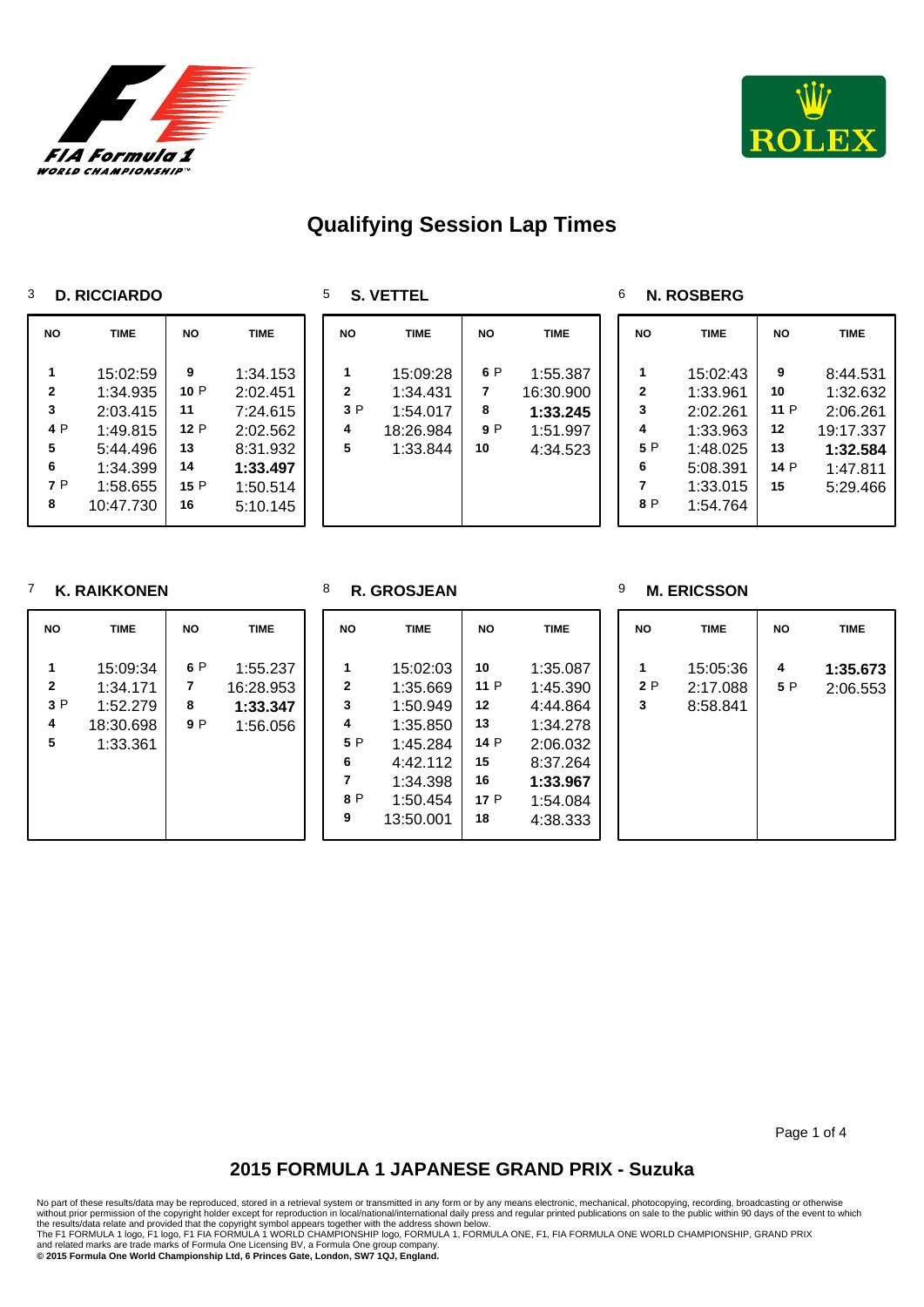# Qualifying Session Lap Times

### 3 D. RICCIARDO

| NO | TIME | NO | TIME |
|---|---|---|---|
| 1 | 15:02:59 | 9 | 1:34.153 |
| 2 | 1:34.935 | 10 P | 2:02.451 |
| 3 | 2:03.415 | 11 | 7:24.615 |
| 4 P | 1:49.815 | 12 P | 2:02.562 |
| 5 | 5:44.496 | 13 | 8:31.932 |
| 6 | 1:34.399 | 14 | **1:33.497** |
| 7 P | 1:58.655 | 15 P | 1:50.514 |
| 8 | 10:47.730 | 16 | 5:10.145 |

### 5 S. VETTEL

| NO | TIME | NO | TIME |
|---|---|---|---|
| 1 | 15:09:28 | 6 P | 1:55.387 |
| 2 | 1:34.431 | 7 | 16:30.900 |
| 3 P | 1:54.017 | 8 | **1:33.245** |
| 4 | 18:26.984 | 9 P | 1:51.997 |
| 5 | 1:33.844 | 10 | 4:34.523 |

### 6 N. ROSBERG

| NO | TIME | NO | TIME |
|---|---|---|---|
| 1 | 15:02:43 | 9 | 8:44.531 |
| 2 | 1:33.961 | 10 | 1:32.632 |
| 3 | 2:02.261 | 11 P | 2:06.261 |
| 4 | 1:33.963 | 12 | 19:17.337 |
| 5 P | 1:48.025 | 13 | **1:32.584** |
| 6 | 5:08.391 | 14 P | 1:47.811 |
| 7 | 1:33.015 | 15 | 5:29.466 |
| 8 P | 1:54.764 | | |

### 7 K. RAIKKONEN

| NO | TIME | NO | TIME |
|---|---|---|---|
| 1 | 15:09:34 | 6 P | 1:55.237 |
| 2 | 1:34.171 | 7 | 16:28.953 |
| 3 P | 1:52.279 | 8 | **1:33.347** |
| 4 | 18:30.698 | 9 P | 1:56.056 |
| 5 | 1:33.361 | | |

### 8 R. GROSJEAN

| NO | TIME | NO | TIME |
|---|---|---|---|
| 1 | 15:02:03 | 10 | 1:35.087 |
| 2 | 1:35.669 | 11 P | 1:45.390 |
| 3 | 1:50.949 | 12 | 4:44.864 |
| 4 | 1:35.850 | 13 | 1:34.278 |
| 5 P | 1:45.284 | 14 P | 2:06.032 |
| 6 | 4:42.112 | 15 | 8:37.264 |
| 7 | 1:34.398 | 16 | **1:33.967** |
| 8 P | 1:50.454 | 17 P | 1:54.084 |
| 9 | 13:50.001 | 18 | 4:38.333 |

### 9 M. ERICSSON

| NO | TIME | NO | TIME |
|---|---|---|---|
| 1 | 15:05:36 | 4 | **1:35.673** |
| 2 P | 2:17.088 | 5 P | 2:06.553 |
| 3 | 8:58.841 | | |

## 2015 FORMULA 1 JAPANESE GRAND PRIX - Suzuka

No part of these results/data may be reproduced, stored in a retrieval system or transmitted in any form or by any means electronic, mechanical, photocopying, recording, broadcasting or otherwise without prior permission of the copyright holder except for reproduction in local/national/international daily press and regular printed publications on sale to the public within 90 days of the event to which the results/data relate and provided that the copyright symbol appears together with the address shown below.
The F1 FORMULA 1 logo, F1 logo, F1 FIA FORMULA 1 WORLD CHAMPIONSHIP logo, FORMULA 1, FORMULA ONE, F1, FIA FORMULA ONE WORLD CHAMPIONSHIP, GRAND PRIX and related marks are trade marks of Formula One Licensing BV, a Formula One group company.
**© 2015 Formula One World Championship Ltd, 6 Princes Gate, London, SW7 1QJ, England.**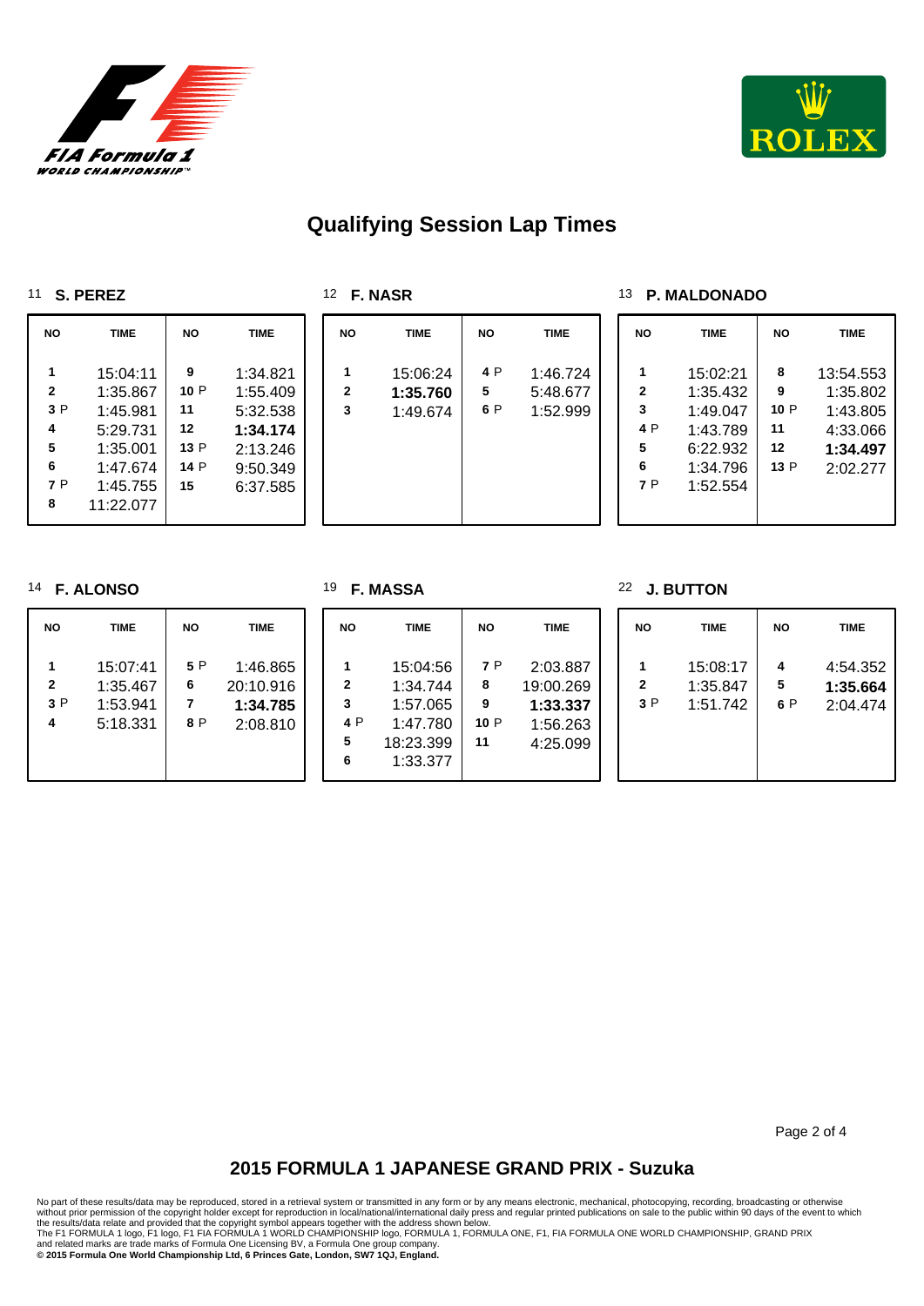# Qualifying Session Lap Times

## 11 S. PEREZ

| NO | TIME | NO | TIME |
|---|---|---|---|
| 1 | 15:04:11 | 9 | 1:34.821 |
| 2 | 1:35.867 | 10 P | 1:55.409 |
| 3 P | 1:45.981 | 11 | 5:32.538 |
| 4 | 5:29.731 | 12 | **1:34.174** |
| 5 | 1:35.001 | 13 P | 2:13.246 |
| 6 | 1:47.674 | 14 P | 9:50.349 |
| 7 P | 1:45.755 | 15 | 6:37.585 |
| 8 | 11:22.077 | | |

## 12 F. NASR

| NO | TIME | NO | TIME |
|---|---|---|---|
| 1 | 15:06:24 | 4 P | 1:46.724 |
| 2 | **1:35.760** | 5 | 5:48.677 |
| 3 | 1:49.674 | 6 P | 1:52.999 |

## 13 P. MALDONADO

| NO | TIME | NO | TIME |
|---|---|---|---|
| 1 | 15:02:21 | 8 | 13:54.553 |
| 2 | 1:35.432 | 9 | 1:35.802 |
| 3 | 1:49.047 | 10 P | 1:43.805 |
| 4 P | 1:43.789 | 11 | 4:33.066 |
| 5 | 6:22.932 | 12 | **1:34.497** |
| 6 | 1:34.796 | 13 P | 2:02.277 |
| 7 P | 1:52.554 | | |

## 14 F. ALONSO

| NO | TIME | NO | TIME |
|---|---|---|---|
| 1 | 15:07:41 | 5 P | 1:46.865 |
| 2 | 1:35.467 | 6 | 20:10.916 |
| 3 P | 1:53.941 | 7 | **1:34.785** |
| 4 | 5:18.331 | 8 P | 2:08.810 |

## 19 F. MASSA

| NO | TIME | NO | TIME |
|---|---|---|---|
| 1 | 15:04:56 | 7 P | 2:03.887 |
| 2 | 1:34.744 | 8 | 19:00.269 |
| 3 | 1:57.065 | 9 | **1:33.337** |
| 4 P | 1:47.780 | 10 P | 1:56.263 |
| 5 | 18:23.399 | 11 | 4:25.099 |
| 6 | 1:33.377 | | |

## 22 J. BUTTON

| NO | TIME | NO | TIME |
|---|---|---|---|
| 1 | 15:08:17 | 4 | 4:54.352 |
| 2 | 1:35.847 | 5 | **1:35.664** |
| 3 P | 1:51.742 | 6 P | 2:04.474 |

## 2015 FORMULA 1 JAPANESE GRAND PRIX - Suzuka

No part of these results/data may be reproduced, stored in a retrieval system or transmitted in any form or by any means electronic, mechanical, photocopying, recording, broadcasting or otherwise without prior permission of the copyright holder except for reproduction in local/national/international daily press and regular printed publications on sale to the public within 90 days of the event to which the results/data relate and provided that the copyright symbol appears together with the address shown below.
The F1 FORMULA 1 logo, F1 logo, F1 FIA FORMULA 1 WORLD CHAMPIONSHIP logo, FORMULA 1, FORMULA ONE, F1, FIA FORMULA ONE WORLD CHAMPIONSHIP, GRAND PRIX and related marks are trade marks of Formula One Licensing BV, a Formula One group company.
**© 2015 Formula One World Championship Ltd, 6 Princes Gate, London, SW7 1QJ, England.**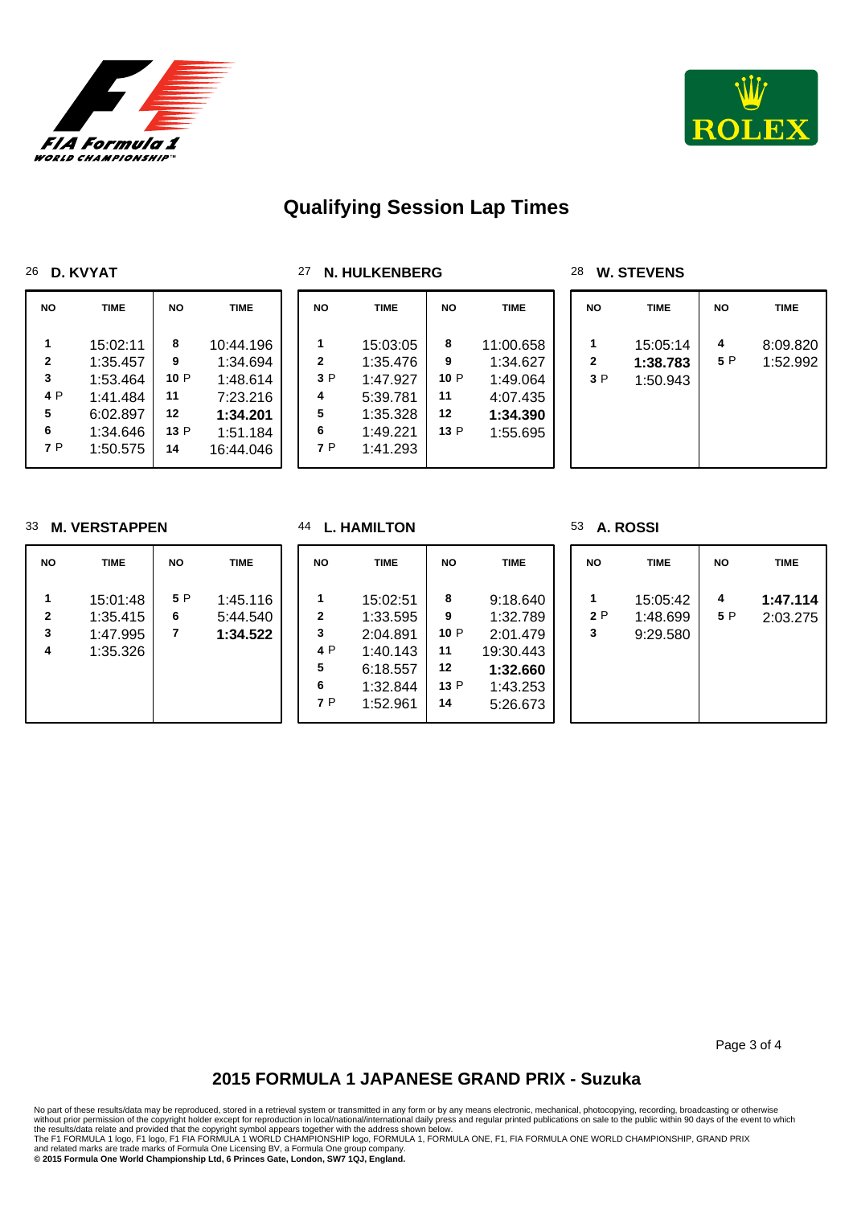# Qualifying Session Lap Times

### 26 D. KVYAT

| NO | TIME | NO | TIME |
|---|---|---|---|
| 1 | 15:02:11 | 8 | 10:44.196 |
| 2 | 1:35.457 | 9 | 1:34.694 |
| 3 | 1:53.464 | 10 P | 1:48.614 |
| 4 P | 1:41.484 | 11 | 7:23.216 |
| 5 | 6:02.897 | 12 | **1:34.201** |
| 6 | 1:34.646 | 13 P | 1:51.184 |
| 7 P | 1:50.575 | 14 | 16:44.046 |

### 27 N. HULKENBERG

| NO | TIME | NO | TIME |
|---|---|---|---|
| 1 | 15:03:05 | 8 | 11:00.658 |
| 2 | 1:35.476 | 9 | 1:34.627 |
| 3 P | 1:47.927 | 10 P | 1:49.064 |
| 4 | 5:39.781 | 11 | 4:07.435 |
| 5 | 1:35.328 | 12 | **1:34.390** |
| 6 | 1:49.221 | 13 P | 1:55.695 |
| 7 P | 1:41.293 | | |

### 28 W. STEVENS

| NO | TIME | NO | TIME |
|---|---|---|---|
| 1 | 15:05:14 | 4 | 8:09.820 |
| 2 | **1:38.783** | 5 P | 1:52.992 |
| 3 P | 1:50.943 | | |

### 33 M. VERSTAPPEN

| NO | TIME | NO | TIME |
|---|---|---|---|
| 1 | 15:01:48 | 5 P | 1:45.116 |
| 2 | 1:35.415 | 6 | 5:44.540 |
| 3 | 1:47.995 | 7 | **1:34.522** |
| 4 | 1:35.326 | | |

### 44 L. HAMILTON

| NO | TIME | NO | TIME |
|---|---|---|---|
| 1 | 15:02:51 | 8 | 9:18.640 |
| 2 | 1:33.595 | 9 | 1:32.789 |
| 3 | 2:04.891 | 10 P | 2:01.479 |
| 4 P | 1:40.143 | 11 | 19:30.443 |
| 5 | 6:18.557 | 12 | **1:32.660** |
| 6 | 1:32.844 | 13 P | 1:43.253 |
| 7 P | 1:52.961 | 14 | 5:26.673 |

### 53 A. ROSSI

| NO | TIME | NO | TIME |
|---|---|---|---|
| 1 | 15:05:42 | 4 | **1:47.114** |
| 2 P | 1:48.699 | 5 P | 2:03.275 |
| 3 | 9:29.580 | | |

## 2015 FORMULA 1 JAPANESE GRAND PRIX - Suzuka

No part of these results/data may be reproduced, stored in a retrieval system or transmitted in any form or by any means electronic, mechanical, photocopying, recording, broadcasting or otherwise without prior permission of the copyright holder except for reproduction in local/national/international daily press and regular printed publications on sale to the public within 90 days of the event to which the results/data relate and provided that the copyright symbol appears together with the address shown below.
The F1 FORMULA 1 logo, F1 logo, F1 FIA FORMULA 1 WORLD CHAMPIONSHIP logo, FORMULA 1, FORMULA ONE, F1, FIA FORMULA ONE WORLD CHAMPIONSHIP, GRAND PRIX and related marks are trade marks of Formula One Licensing BV, a Formula One group company.
**© 2015 Formula One World Championship Ltd, 6 Princes Gate, London, SW7 1QJ, England.**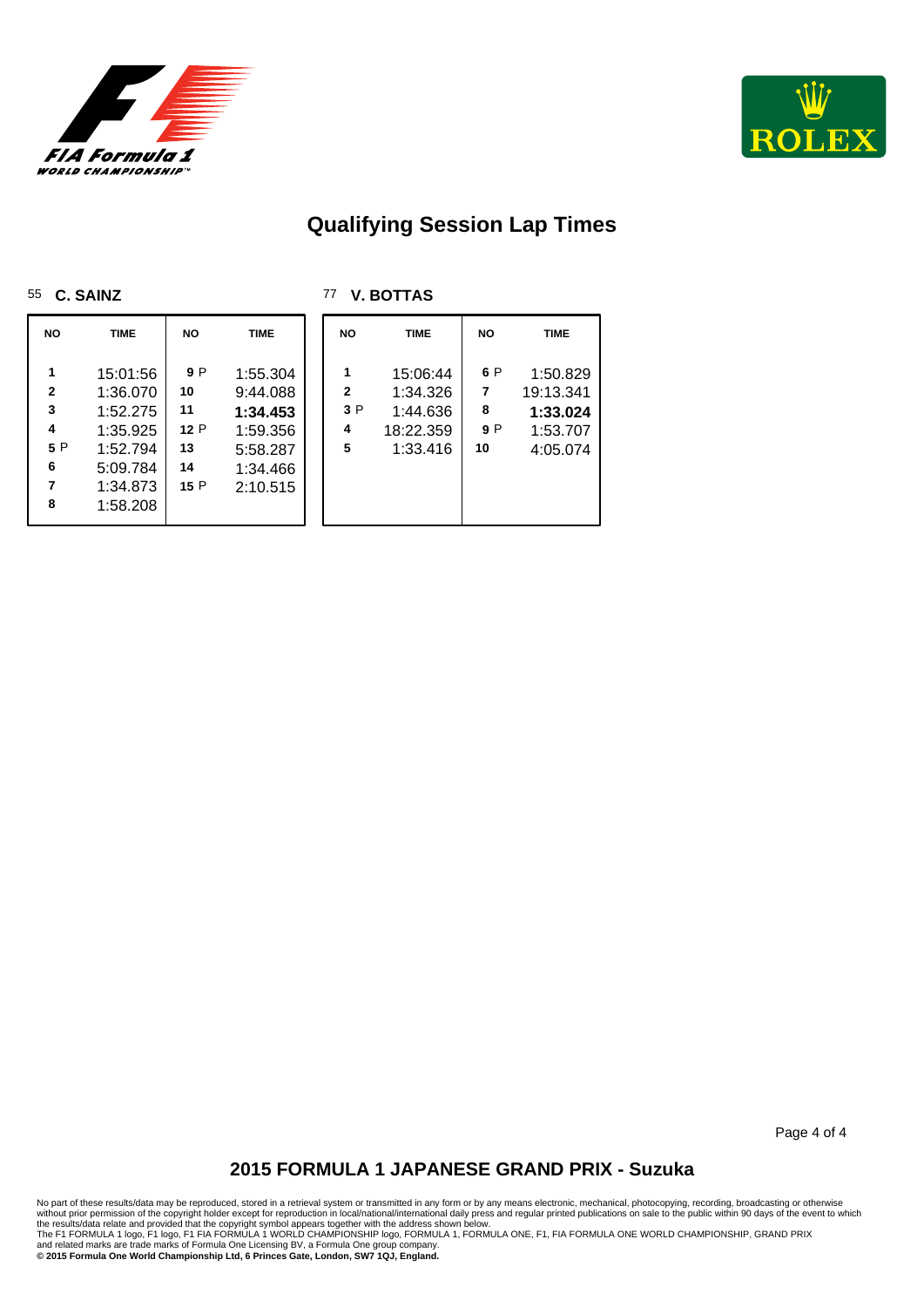# Qualifying Session Lap Times

55 **C. SAINZ**

| NO | TIME | NO | TIME |
|---|---|---|---|
| 1 | 15:01:56 | 9 P | 1:55.304 |
| 2 | 1:36.070 | 10 | 9:44.088 |
| 3 | 1:52.275 | 11 | **1:34.453** |
| 4 | 1:35.925 | 12 P | 1:59.356 |
| 5 P | 1:52.794 | 13 | 5:58.287 |
| 6 | 5:09.784 | 14 | 1:34.466 |
| 7 | 1:34.873 | 15 P | 2:10.515 |
| 8 | 1:58.208 | | |

77 **V. BOTTAS**

| NO | TIME | NO | TIME |
|---|---|---|---|
| 1 | 15:06:44 | 6 P | 1:50.829 |
| 2 | 1:34.326 | 7 | 19:13.341 |
| 3 P | 1:44.636 | 8 | **1:33.024** |
| 4 | 18:22.359 | 9 P | 1:53.707 |
| 5 | 1:33.416 | 10 | 4:05.074 |

## 2015 FORMULA 1 JAPANESE GRAND PRIX - Suzuka

No part of these results/data may be reproduced, stored in a retrieval system or transmitted in any form or by any means electronic, mechanical, photocopying, recording, broadcasting or otherwise without prior permission of the copyright holder except for reproduction in local/national/international daily press and regular printed publications on sale to the public within 90 days of the event to which the results/data relate and provided that the copyright symbol appears together with the address shown below.
The F1 FORMULA 1 logo, F1 logo, F1 FIA FORMULA 1 WORLD CHAMPIONSHIP logo, FORMULA 1, FORMULA ONE, F1, FIA FORMULA ONE WORLD CHAMPIONSHIP, GRAND PRIX and related marks are trade marks of Formula One Licensing BV, a Formula One group company.
**© 2015 Formula One World Championship Ltd, 6 Princes Gate, London, SW7 1QJ, England.**